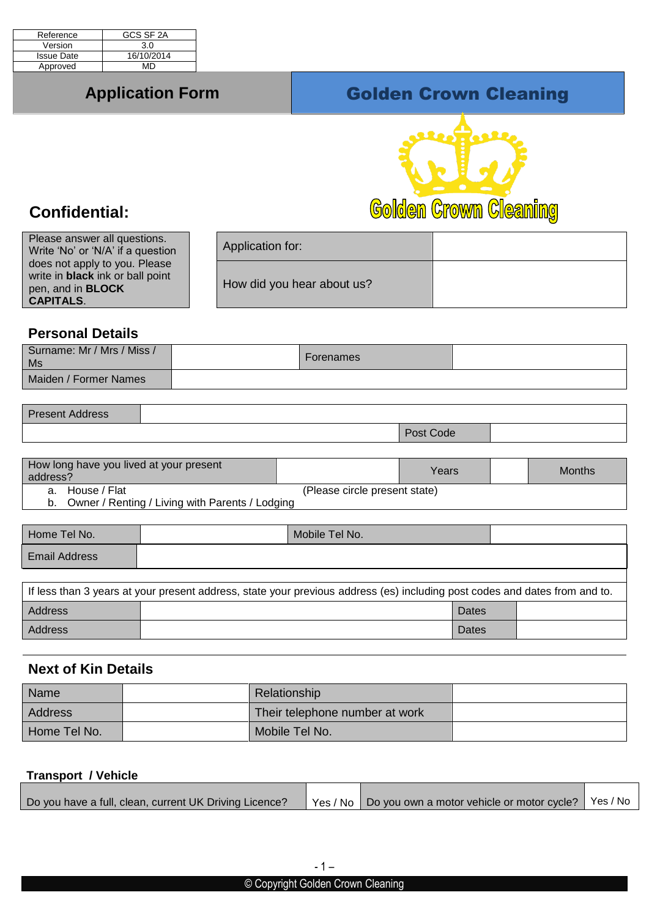| Reference | GCS SF 2A |
|---|---|
| Version | 3.0 |
| Issue Date | 16/10/2014 |
| Approved | MD |

# Application Form

# Golden Crown Cleaning

Golden Crown Cleaning

## Confidential:

Please answer all questions. Write 'No' or 'N/A' if a question does not apply to you. Please write in **black** ink or ball point pen, and in **BLOCK CAPITALS**.

| Application for: | |
|---|---|
| How did you hear about us? | |

## Personal Details

| Surname: Mr / Mrs / Miss / Ms | | Forenames | |
|---|---|---|---|
| Maiden / Former Names | | | |

| Present Address | | | |
|---|---|---|---|
| | | Post Code | |

| How long have you lived at your present address? | | Years | | Months |
|---|---|---|---|---|
| a. House / Flat | (Please circle present state) | | | |
| b. Owner / Renting / Living with Parents / Lodging | | | | |

| Home Tel No. | | Mobile Tel No. | |
|---|---|---|---|
| Email Address | | | |

If less than 3 years at your present address, state your previous address (es) including post codes and dates from and to.

| Address | | Dates | |
|---|---|---|---|
| Address | | Dates | |

## Next of Kin Details

| Name | | Relationship | |
|---|---|---|---|
| Address | | Their telephone number at work | |
| Home Tel No. | | Mobile Tel No. | |

### Transport / Vehicle

| Do you have a full, clean, current UK Driving Licence? | Yes / No | Do you own a motor vehicle or motor cycle? | Yes / No |
|---|---|---|---|

© Copyright Golden Crown Cleaning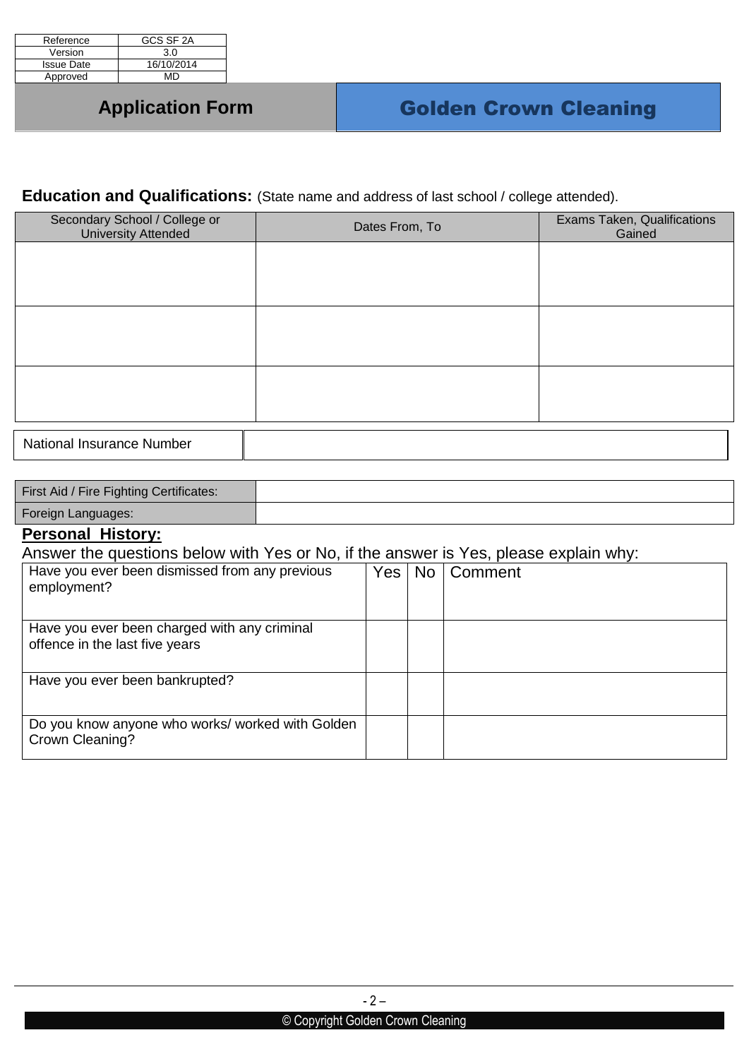| Reference | GCS SF 2A |
| --- | --- |
| Version | 3.0 |
| Issue Date | 16/10/2014 |
| Approved | MD |

# Application Form

# Golden Crown Cleaning

**Education and Qualifications:** (State name and address of last school / college attended).

| Secondary School / College or University Attended | Dates From, To | Exams Taken, Qualifications Gained |
| --- | --- | --- |
| | | |
| | | |
| | | |

| National Insurance Number | |
| --- | --- |

| First Aid / Fire Fighting Certificates: | |
| --- | --- |
| Foreign Languages: | |

**Personal History:**

Answer the questions below with Yes or No, if the answer is Yes, please explain why:

| | Yes | No | Comment |
| --- | --- | --- | --- |
| Have you ever been dismissed from any previous employment? | | | |
| Have you ever been charged with any criminal offence in the last five years | | | |
| Have you ever been bankrupted? | | | |
| Do you know anyone who works/ worked with Golden Crown Cleaning? | | | |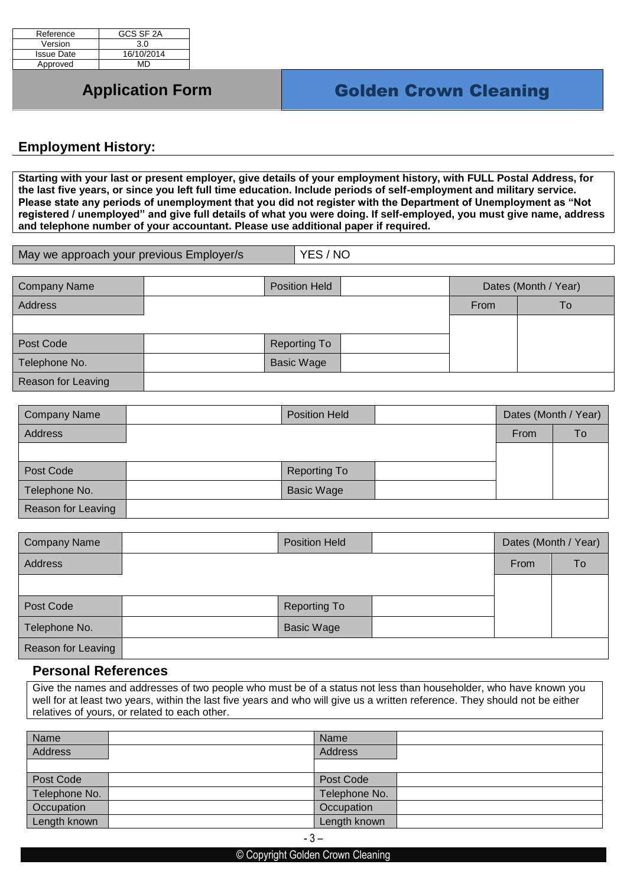| Reference | GCS SF 2A |
|---|---|
| Version | 3.0 |
| Issue Date | 16/10/2014 |
| Approved | MD |

# Application Form

# Golden Crown Cleaning

## Employment History:

**Starting with your last or present employer, give details of your employment history, with FULL Postal Address, for the last five years, or since you left full time education. Include periods of self-employment and military service. Please state any periods of unemployment that you did not register with the Department of Unemployment as "Not registered / unemployed" and give full details of what you were doing. If self-employed, you must give name, address and telephone number of your accountant. Please use additional paper if required.**

| May we approach your previous Employer/s | YES / NO |
|---|---|

| Company Name | | Position Held | | Dates (Month / Year) | |
|---|---|---|---|---|---|
| Address | | | | From | To |
| | | | | | |
| Post Code | | Reporting To | | | |
| Telephone No. | | Basic Wage | | | |
| Reason for Leaving | | | | | |

| Company Name | | Position Held | | Dates (Month / Year) | |
|---|---|---|---|---|---|
| Address | | | | From | To |
| | | | | | |
| Post Code | | Reporting To | | | |
| Telephone No. | | Basic Wage | | | |
| Reason for Leaving | | | | | |

| Company Name | | Position Held | | Dates (Month / Year) | |
|---|---|---|---|---|---|
| Address | | | | From | To |
| | | | | | |
| Post Code | | Reporting To | | | |
| Telephone No. | | Basic Wage | | | |
| Reason for Leaving | | | | | |

### Personal References

Give the names and addresses of two people who must be of a status not less than householder, who have known you well for at least two years, within the last five years and who will give us a written reference. They should not be either relatives of yours, or related to each other.

| Name | | Name | |
|---|---|---|---|
| Address | | Address | |
| | | | |
| Post Code | | Post Code | |
| Telephone No. | | Telephone No. | |
| Occupation | | Occupation | |
| Length known | | Length known | |

© Copyright Golden Crown Cleaning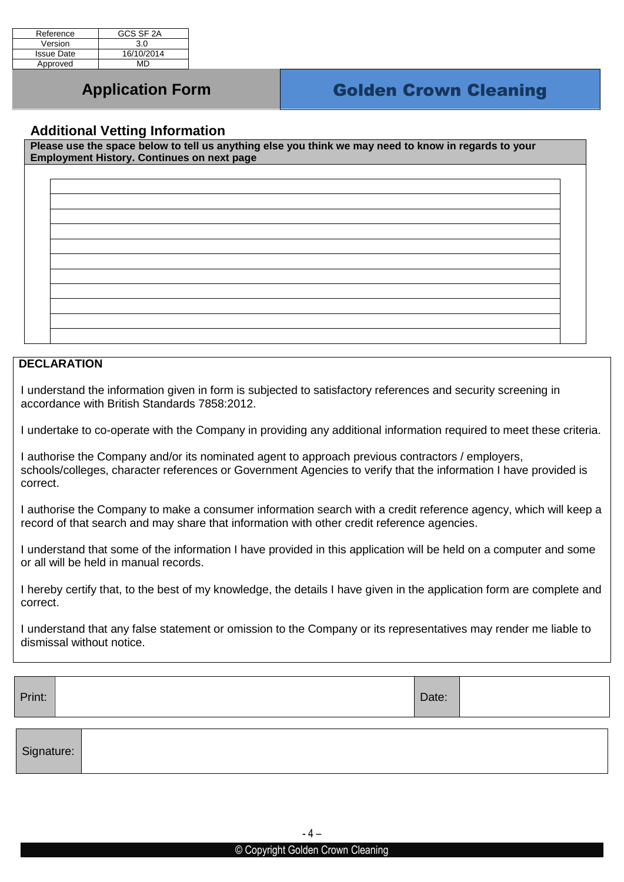| | |
|---|---|
| Reference | GCS SF 2A |
| Version | 3.0 |
| Issue Date | 16/10/2014 |
| Approved | MD |

# Application Form

# Golden Crown Cleaning

## Additional Vetting Information

**Please use the space below to tell us anything else you think we may need to know in regards to your Employment History. Continues on next page**

| |
|---|
| |
| |
| |
| |
| |
| |
| |
| |
| |
| |
| |

**DECLARATION**

I understand the information given in form is subjected to satisfactory references and security screening in accordance with British Standards 7858:2012.

I undertake to co-operate with the Company in providing any additional information required to meet these criteria.

I authorise the Company and/or its nominated agent to approach previous contractors / employers, schools/colleges, character references or Government Agencies to verify that the information I have provided is correct.

I authorise the Company to make a consumer information search with a credit reference agency, which will keep a record of that search and may share that information with other credit reference agencies.

I understand that some of the information I have provided in this application will be held on a computer and some or all will be held in manual records.

I hereby certify that, to the best of my knowledge, the details I have given in the application form are complete and correct.

I understand that any false statement or omission to the Company or its representatives may render me liable to dismissal without notice.

| | | | |
|---|---|---|---|
| Print: | | Date: | |

| | |
|---|---|
| Signature: | |

© Copyright Golden Crown Cleaning